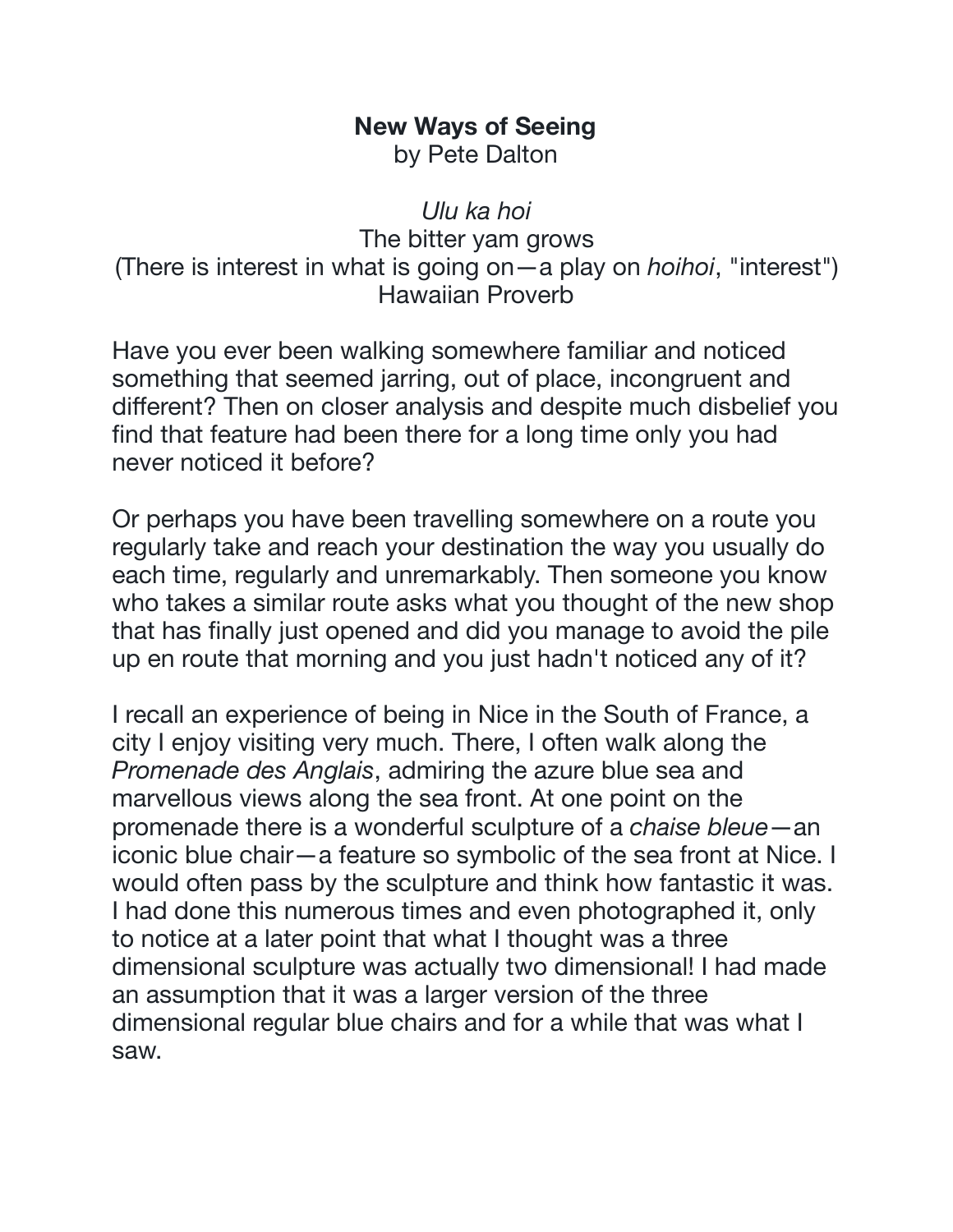# New Ways of Seeing

by Pete Dalton

*Ulu ka hoi*
The bitter yam grows
(There is interest in what is going on—a play on *hoihoi*, "interest")
Hawaiian Proverb

Have you ever been walking somewhere familiar and noticed something that seemed jarring, out of place, incongruent and different? Then on closer analysis and despite much disbelief you find that feature had been there for a long time only you had never noticed it before?

Or perhaps you have been travelling somewhere on a route you regularly take and reach your destination the way you usually do each time, regularly and unremarkably. Then someone you know who takes a similar route asks what you thought of the new shop that has finally just opened and did you manage to avoid the pile up en route that morning and you just hadn't noticed any of it?

I recall an experience of being in Nice in the South of France, a city I enjoy visiting very much. There, I often walk along the *Promenade des Anglais*, admiring the azure blue sea and marvellous views along the sea front. At one point on the promenade there is a wonderful sculpture of a *chaise bleue*—an iconic blue chair—a feature so symbolic of the sea front at Nice. I would often pass by the sculpture and think how fantastic it was. I had done this numerous times and even photographed it, only to notice at a later point that what I thought was a three dimensional sculpture was actually two dimensional! I had made an assumption that it was a larger version of the three dimensional regular blue chairs and for a while that was what I saw.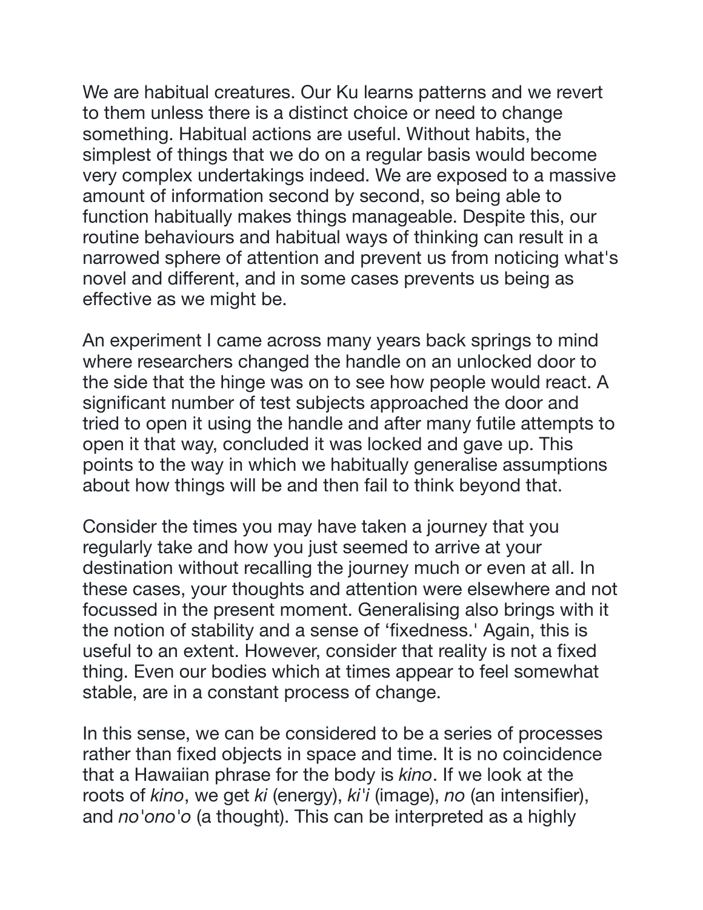We are habitual creatures. Our Ku learns patterns and we revert to them unless there is a distinct choice or need to change something. Habitual actions are useful. Without habits, the simplest of things that we do on a regular basis would become very complex undertakings indeed. We are exposed to a massive amount of information second by second, so being able to function habitually makes things manageable. Despite this, our routine behaviours and habitual ways of thinking can result in a narrowed sphere of attention and prevent us from noticing what's novel and different, and in some cases prevents us being as effective as we might be.

An experiment I came across many years back springs to mind where researchers changed the handle on an unlocked door to the side that the hinge was on to see how people would react. A significant number of test subjects approached the door and tried to open it using the handle and after many futile attempts to open it that way, concluded it was locked and gave up. This points to the way in which we habitually generalise assumptions about how things will be and then fail to think beyond that.

Consider the times you may have taken a journey that you regularly take and how you just seemed to arrive at your destination without recalling the journey much or even at all. In these cases, your thoughts and attention were elsewhere and not focussed in the present moment. Generalising also brings with it the notion of stability and a sense of 'fixedness.' Again, this is useful to an extent. However, consider that reality is not a fixed thing. Even our bodies which at times appear to feel somewhat stable, are in a constant process of change.

In this sense, we can be considered to be a series of processes rather than fixed objects in space and time. It is no coincidence that a Hawaiian phrase for the body is *kino*. If we look at the roots of *kino*, we get *ki* (energy), *ki'i* (image), *no* (an intensifier), and *no'ono'o* (a thought). This can be interpreted as a highly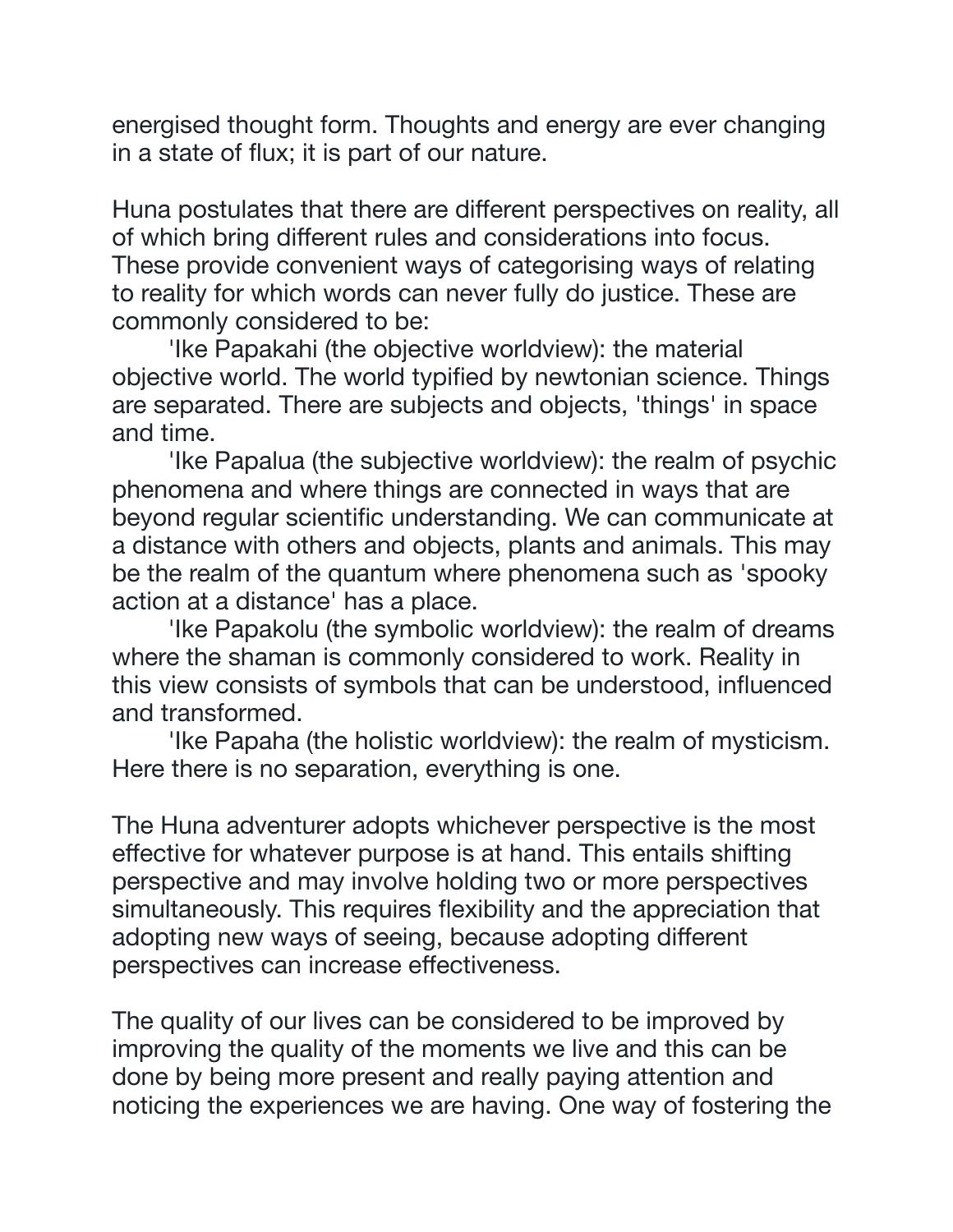energised thought form. Thoughts and energy are ever changing in a state of flux; it is part of our nature.

Huna postulates that there are different perspectives on reality, all of which bring different rules and considerations into focus. These provide convenient ways of categorising ways of relating to reality for which words can never fully do justice. These are commonly considered to be:

'Ike Papakahi (the objective worldview): the material objective world. The world typified by newtonian science. Things are separated. There are subjects and objects, 'things' in space and time.

'Ike Papalua (the subjective worldview): the realm of psychic phenomena and where things are connected in ways that are beyond regular scientific understanding. We can communicate at a distance with others and objects, plants and animals. This may be the realm of the quantum where phenomena such as 'spooky action at a distance' has a place.

'Ike Papakolu (the symbolic worldview): the realm of dreams where the shaman is commonly considered to work. Reality in this view consists of symbols that can be understood, influenced and transformed.

'Ike Papaha (the holistic worldview): the realm of mysticism. Here there is no separation, everything is one.

The Huna adventurer adopts whichever perspective is the most effective for whatever purpose is at hand. This entails shifting perspective and may involve holding two or more perspectives simultaneously. This requires flexibility and the appreciation that adopting new ways of seeing, because adopting different perspectives can increase effectiveness.

The quality of our lives can be considered to be improved by improving the quality of the moments we live and this can be done by being more present and really paying attention and noticing the experiences we are having. One way of fostering the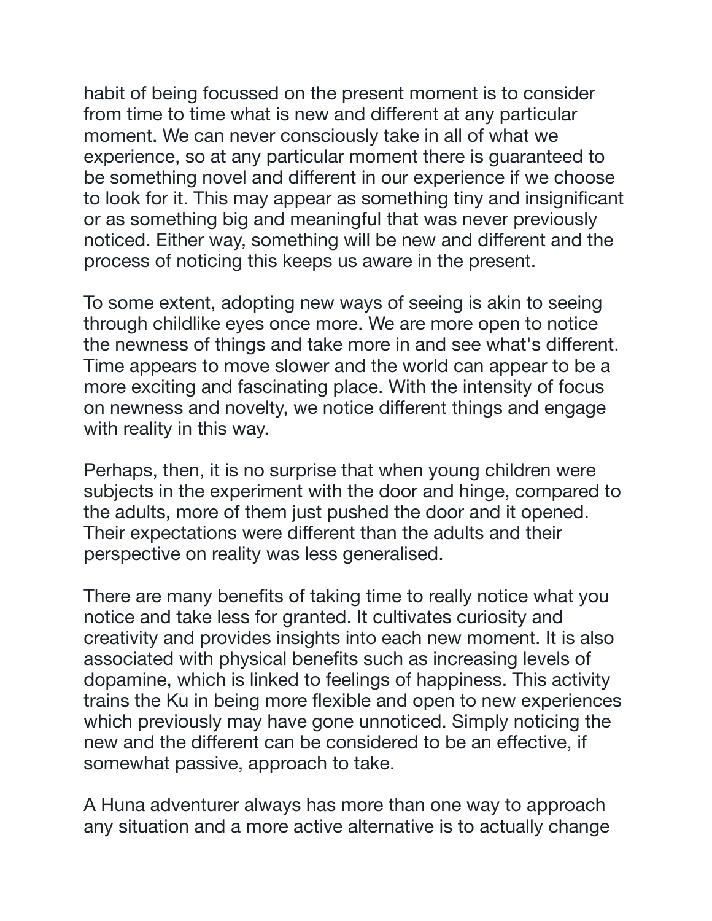habit of being focussed on the present moment is to consider from time to time what is new and different at any particular moment. We can never consciously take in all of what we experience, so at any particular moment there is guaranteed to be something novel and different in our experience if we choose to look for it. This may appear as something tiny and insignificant or as something big and meaningful that was never previously noticed. Either way, something will be new and different and the process of noticing this keeps us aware in the present.

To some extent, adopting new ways of seeing is akin to seeing through childlike eyes once more. We are more open to notice the newness of things and take more in and see what's different. Time appears to move slower and the world can appear to be a more exciting and fascinating place. With the intensity of focus on newness and novelty, we notice different things and engage with reality in this way.

Perhaps, then, it is no surprise that when young children were subjects in the experiment with the door and hinge, compared to the adults, more of them just pushed the door and it opened. Their expectations were different than the adults and their perspective on reality was less generalised.

There are many benefits of taking time to really notice what you notice and take less for granted. It cultivates curiosity and creativity and provides insights into each new moment. It is also associated with physical benefits such as increasing levels of dopamine, which is linked to feelings of happiness. This activity trains the Ku in being more flexible and open to new experiences which previously may have gone unnoticed. Simply noticing the new and the different can be considered to be an effective, if somewhat passive, approach to take.

A Huna adventurer always has more than one way to approach any situation and a more active alternative is to actually change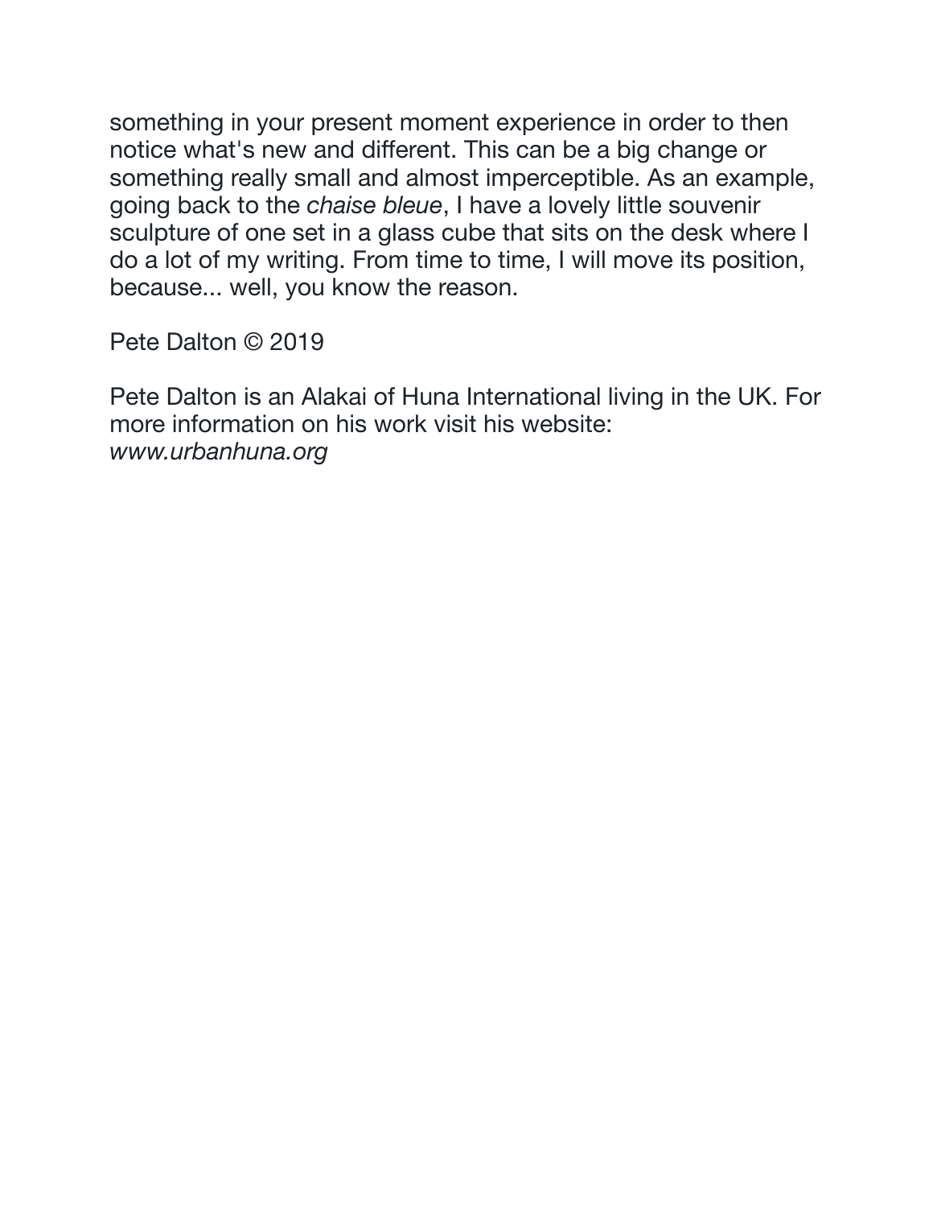something in your present moment experience in order to then notice what's new and different. This can be a big change or something really small and almost imperceptible. As an example, going back to the *chaise bleue*, I have a lovely little souvenir sculpture of one set in a glass cube that sits on the desk where I do a lot of my writing. From time to time, I will move its position, because... well, you know the reason.

Pete Dalton © 2019

Pete Dalton is an Alakai of Huna International living in the UK. For more information on his work visit his website: *www.urbanhuna.org*